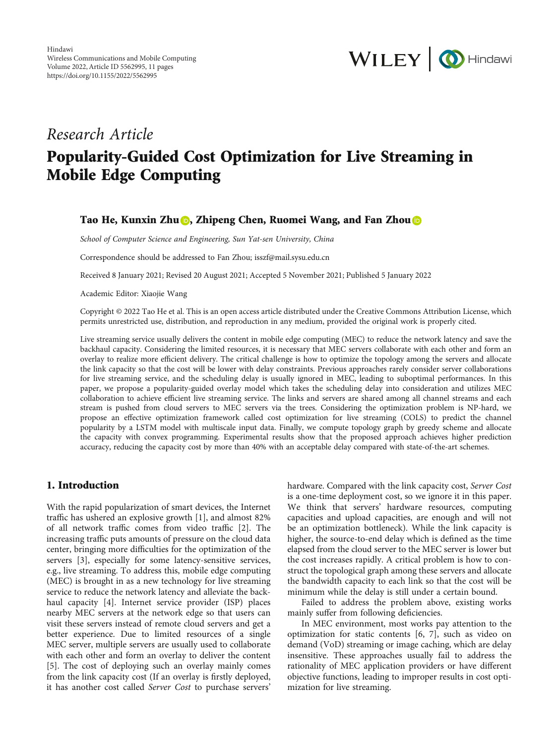*Research Article*

# Popularity-Guided Cost Optimization for Live Streaming in Mobile Edge Computing

**Tao He, Kunxin Zhu, Zhipeng Chen, Ruomei Wang, and Fan Zhou**

*School of Computer Science and Engineering, Sun Yat-sen University, China*

Correspondence should be addressed to Fan Zhou; isszf@mail.sysu.edu.cn

Received 8 January 2021; Revised 20 August 2021; Accepted 5 November 2021; Published 5 January 2022

Academic Editor: Xiaojie Wang

Copyright © 2022 Tao He et al. This is an open access article distributed under the Creative Commons Attribution License, which permits unrestricted use, distribution, and reproduction in any medium, provided the original work is properly cited.

Live streaming service usually delivers the content in mobile edge computing (MEC) to reduce the network latency and save the backhaul capacity. Considering the limited resources, it is necessary that MEC servers collaborate with each other and form an overlay to realize more efficient delivery. The critical challenge is how to optimize the topology among the servers and allocate the link capacity so that the cost will be lower with delay constraints. Previous approaches rarely consider server collaborations for live streaming service, and the scheduling delay is usually ignored in MEC, leading to suboptimal performances. In this paper, we propose a popularity-guided overlay model which takes the scheduling delay into consideration and utilizes MEC collaboration to achieve efficient live streaming service. The links and servers are shared among all channel streams and each stream is pushed from cloud servers to MEC servers via the trees. Considering the optimization problem is NP-hard, we propose an effective optimization framework called cost optimization for live streaming (COLS) to predict the channel popularity by a LSTM model with multiscale input data. Finally, we compute topology graph by greedy scheme and allocate the capacity with convex programming. Experimental results show that the proposed approach achieves higher prediction accuracy, reducing the capacity cost by more than 40% with an acceptable delay compared with state-of-the-art schemes.

## 1. Introduction

With the rapid popularization of smart devices, the Internet traffic has ushered an explosive growth [1], and almost 82% of all network traffic comes from video traffic [2]. The increasing traffic puts amounts of pressure on the cloud data center, bringing more difficulties for the optimization of the servers [3], especially for some latency-sensitive services, e.g., live streaming. To address this, mobile edge computing (MEC) is brought in as a new technology for live streaming service to reduce the network latency and alleviate the backhaul capacity [4]. Internet service provider (ISP) places nearby MEC servers at the network edge so that users can visit these servers instead of remote cloud servers and get a better experience. Due to limited resources of a single MEC server, multiple servers are usually used to collaborate with each other and form an overlay to deliver the content [5]. The cost of deploying such an overlay mainly comes from the link capacity cost (If an overlay is firstly deployed, it has another cost called *Server Cost* to purchase servers' hardware. Compared with the link capacity cost, *Server Cost* is a one-time deployment cost, so we ignore it in this paper. We think that servers' hardware resources, computing capacities and upload capacities, are enough and will not be an optimization bottleneck). While the link capacity is higher, the source-to-end delay which is defined as the time elapsed from the cloud server to the MEC server is lower but the cost increases rapidly. A critical problem is how to construct the topological graph among these servers and allocate the bandwidth capacity to each link so that the cost will be minimum while the delay is still under a certain bound.

Failed to address the problem above, existing works mainly suffer from following deficiencies.

In MEC environment, most works pay attention to the optimization for static contents [6, 7], such as video on demand (VoD) streaming or image caching, which are delay insensitive. These approaches usually fail to address the rationality of MEC application providers or have different objective functions, leading to improper results in cost optimization for live streaming.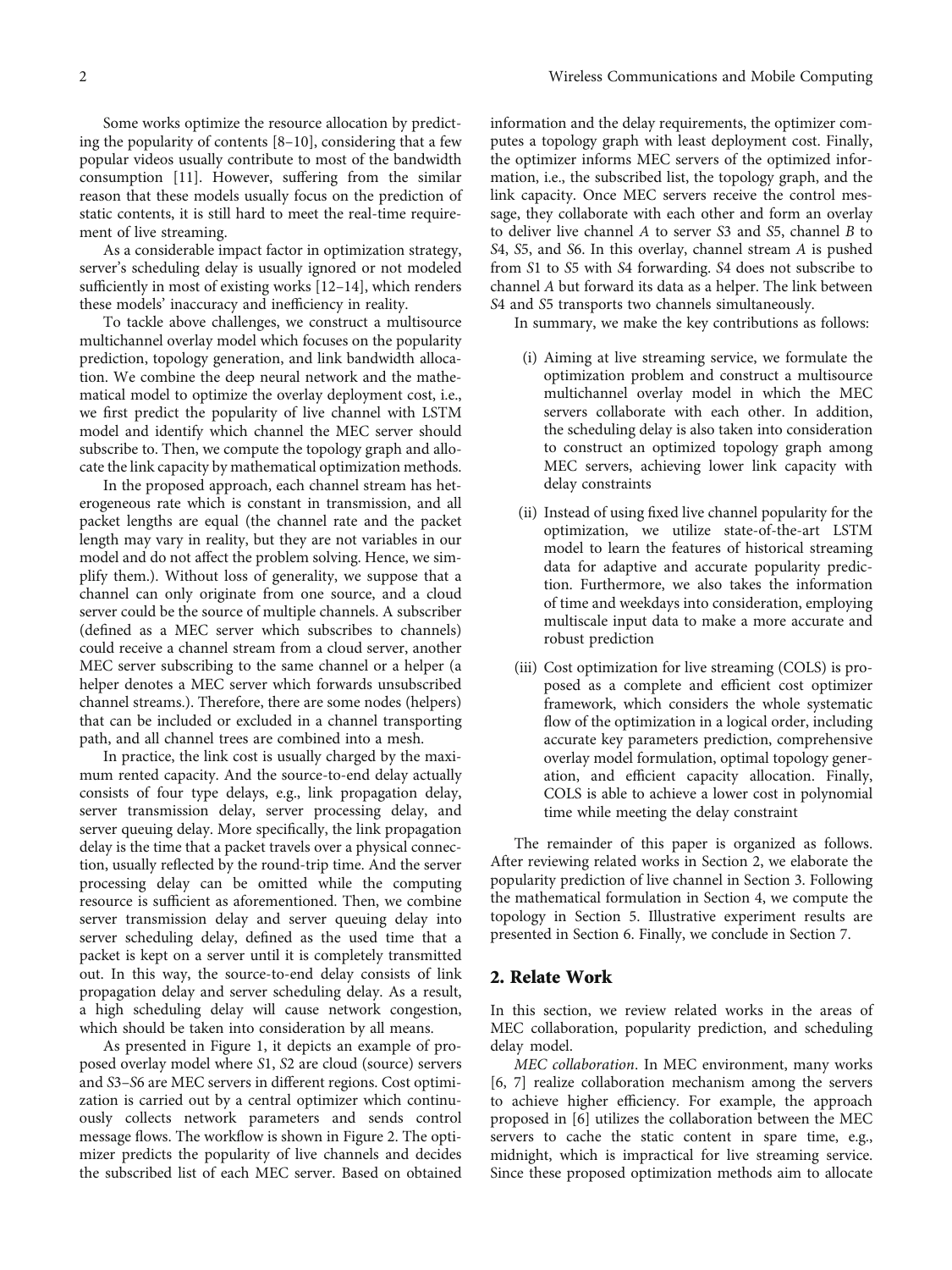Some works optimize the resource allocation by predicting the popularity of contents [8–10], considering that a few popular videos usually contribute to most of the bandwidth consumption [11]. However, suffering from the similar reason that these models usually focus on the prediction of static contents, it is still hard to meet the real-time requirement of live streaming.

As a considerable impact factor in optimization strategy, server's scheduling delay is usually ignored or not modeled sufficiently in most of existing works [12–14], which renders these models' inaccuracy and inefficiency in reality.

To tackle above challenges, we construct a multisource multichannel overlay model which focuses on the popularity prediction, topology generation, and link bandwidth allocation. We combine the deep neural network and the mathematical model to optimize the overlay deployment cost, i.e., we first predict the popularity of live channel with LSTM model and identify which channel the MEC server should subscribe to. Then, we compute the topology graph and allocate the link capacity by mathematical optimization methods.

In the proposed approach, each channel stream has heterogeneous rate which is constant in transmission, and all packet lengths are equal (the channel rate and the packet length may vary in reality, but they are not variables in our model and do not affect the problem solving. Hence, we simplify them.). Without loss of generality, we suppose that a channel can only originate from one source, and a cloud server could be the source of multiple channels. A subscriber (defined as a MEC server which subscribes to channels) could receive a channel stream from a cloud server, another MEC server subscribing to the same channel or a helper (a helper denotes a MEC server which forwards unsubscribed channel streams.). Therefore, there are some nodes (helpers) that can be included or excluded in a channel transporting path, and all channel trees are combined into a mesh.

In practice, the link cost is usually charged by the maximum rented capacity. And the source-to-end delay actually consists of four type delays, e.g., link propagation delay, server transmission delay, server processing delay, and server queuing delay. More specifically, the link propagation delay is the time that a packet travels over a physical connection, usually reflected by the round-trip time. And the server processing delay can be omitted while the computing resource is sufficient as aforementioned. Then, we combine server transmission delay and server queuing delay into server scheduling delay, defined as the used time that a packet is kept on a server until it is completely transmitted out. In this way, the source-to-end delay consists of link propagation delay and server scheduling delay. As a result, a high scheduling delay will cause network congestion, which should be taken into consideration by all means.

As presented in Figure 1, it depicts an example of proposed overlay model where *S*1, *S*2 are cloud (source) servers and *S*3–*S*6 are MEC servers in different regions. Cost optimization is carried out by a central optimizer which continuously collects network parameters and sends control message flows. The workflow is shown in Figure 2. The optimizer predicts the popularity of live channels and decides the subscribed list of each MEC server. Based on obtained information and the delay requirements, the optimizer computes a topology graph with least deployment cost. Finally, the optimizer informs MEC servers of the optimized information, i.e., the subscribed list, the topology graph, and the link capacity. Once MEC servers receive the control message, they collaborate with each other and form an overlay to deliver live channel *A* to server *S*3 and *S*5, channel *B* to *S*4, *S*5, and *S*6. In this overlay, channel stream *A* is pushed from *S*1 to *S*5 with *S*4 forwarding. *S*4 does not subscribe to channel *A* but forward its data as a helper. The link between *S*4 and *S*5 transports two channels simultaneously.

In summary, we make the key contributions as follows:

(i) Aiming at live streaming service, we formulate the optimization problem and construct a multisource multichannel overlay model in which the MEC servers collaborate with each other. In addition, the scheduling delay is also taken into consideration to construct an optimized topology graph among MEC servers, achieving lower link capacity with delay constraints

(ii) Instead of using fixed live channel popularity for the optimization, we utilize state-of-the-art LSTM model to learn the features of historical streaming data for adaptive and accurate popularity prediction. Furthermore, we also takes the information of time and weekdays into consideration, employing multiscale input data to make a more accurate and robust prediction

(iii) Cost optimization for live streaming (COLS) is proposed as a complete and efficient cost optimizer framework, which considers the whole systematic flow of the optimization in a logical order, including accurate key parameters prediction, comprehensive overlay model formulation, optimal topology generation, and efficient capacity allocation. Finally, COLS is able to achieve a lower cost in polynomial time while meeting the delay constraint

The remainder of this paper is organized as follows. After reviewing related works in Section 2, we elaborate the popularity prediction of live channel in Section 3. Following the mathematical formulation in Section 4, we compute the topology in Section 5. Illustrative experiment results are presented in Section 6. Finally, we conclude in Section 7.

## 2. Relate Work

In this section, we review related works in the areas of MEC collaboration, popularity prediction, and scheduling delay model.

*MEC collaboration*. In MEC environment, many works [6, 7] realize collaboration mechanism among the servers to achieve higher efficiency. For example, the approach proposed in [6] utilizes the collaboration between the MEC servers to cache the static content in spare time, e.g., midnight, which is impractical for live streaming service. Since these proposed optimization methods aim to allocate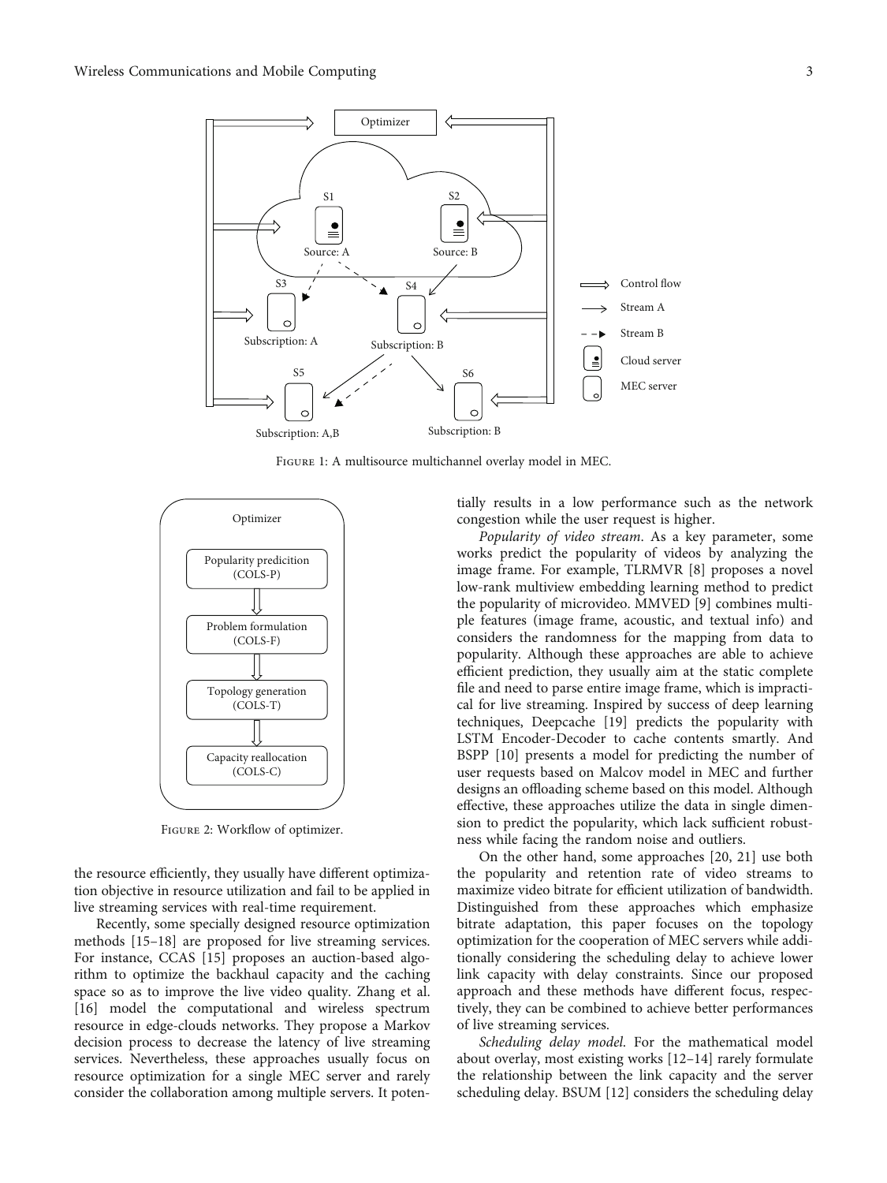Figure 1: A multisource multichannel overlay model in MEC.

Figure 2: Workflow of optimizer.

the resource efficiently, they usually have different optimization objective in resource utilization and fail to be applied in live streaming services with real-time requirement.

Recently, some specially designed resource optimization methods [15–18] are proposed for live streaming services. For instance, CCAS [15] proposes an auction-based algorithm to optimize the backhaul capacity and the caching space so as to improve the live video quality. Zhang et al. [16] model the computational and wireless spectrum resource in edge-clouds networks. They propose a Markov decision process to decrease the latency of live streaming services. Nevertheless, these approaches usually focus on resource optimization for a single MEC server and rarely consider the collaboration among multiple servers. It potentially results in a low performance such as the network congestion while the user request is higher.

*Popularity of video stream.* As a key parameter, some works predict the popularity of videos by analyzing the image frame. For example, TLRMVR [8] proposes a novel low-rank multiview embedding learning method to predict the popularity of microvideo. MMVED [9] combines multiple features (image frame, acoustic, and textual info) and considers the randomness for the mapping from data to popularity. Although these approaches are able to achieve efficient prediction, they usually aim at the static complete file and need to parse entire image frame, which is impractical for live streaming. Inspired by success of deep learning techniques, Deepcache [19] predicts the popularity with LSTM Encoder-Decoder to cache contents smartly. And BSPP [10] presents a model for predicting the number of user requests based on Malcov model in MEC and further designs an offloading scheme based on this model. Although effective, these approaches utilize the data in single dimension to predict the popularity, which lack sufficient robustness while facing the random noise and outliers.

On the other hand, some approaches [20, 21] use both the popularity and retention rate of video streams to maximize video bitrate for efficient utilization of bandwidth. Distinguished from these approaches which emphasize bitrate adaptation, this paper focuses on the topology optimization for the cooperation of MEC servers while additionally considering the scheduling delay to achieve lower link capacity with delay constraints. Since our proposed approach and these methods have different focus, respectively, they can be combined to achieve better performances of live streaming services.

*Scheduling delay model.* For the mathematical model about overlay, most existing works [12–14] rarely formulate the relationship between the link capacity and the server scheduling delay. BSUM [12] considers the scheduling delay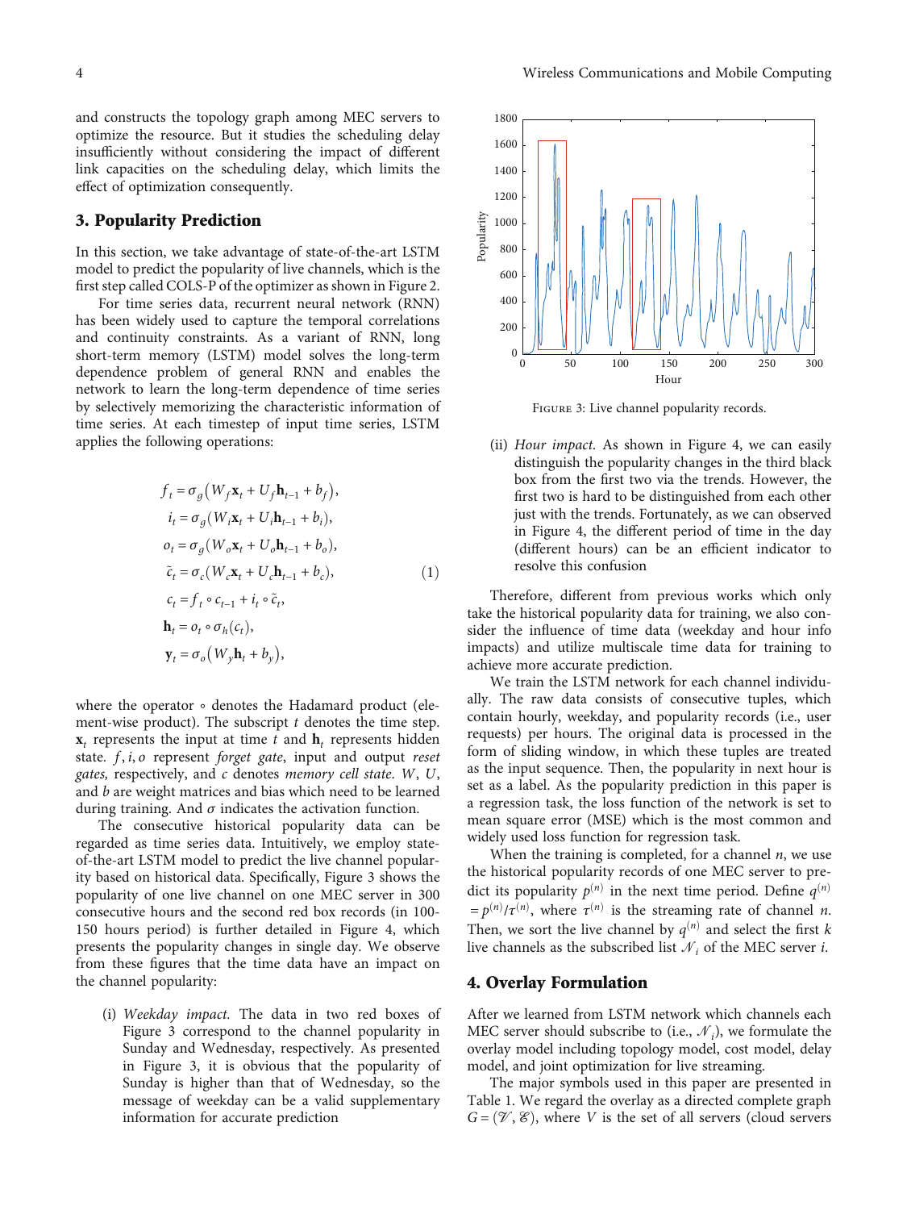and constructs the topology graph among MEC servers to optimize the resource. But it studies the scheduling delay insufficiently without considering the impact of different link capacities on the scheduling delay, which limits the effect of optimization consequently.

## 3. Popularity Prediction

In this section, we take advantage of state-of-the-art LSTM model to predict the popularity of live channels, which is the first step called COLS-P of the optimizer as shown in Figure 2.

For time series data, recurrent neural network (RNN) has been widely used to capture the temporal correlations and continuity constraints. As a variant of RNN, long short-term memory (LSTM) model solves the long-term dependence problem of general RNN and enables the network to learn the long-term dependence of time series by selectively memorizing the characteristic information of time series. At each timestep of input time series, LSTM applies the following operations:

$$
\begin{aligned}
f_t &= \sigma_g\left(W_f \mathbf{x}_t + U_f \mathbf{h}_{t-1} + b_f\right), \\
i_t &= \sigma_g\left(W_i \mathbf{x}_t + U_i \mathbf{h}_{t-1} + b_i\right), \\
o_t &= \sigma_g\left(W_o \mathbf{x}_t + U_o \mathbf{h}_{t-1} + b_o\right), \\
\tilde{c}_t &= \sigma_c\left(W_c \mathbf{x}_t + U_c \mathbf{h}_{t-1} + b_c\right), \\
c_t &= f_t \circ c_{t-1} + i_t \circ \tilde{c}_t, \\
\mathbf{h}_t &= o_t \circ \sigma_h(c_t), \\
\mathbf{y}_t &= \sigma_o\left(W_y \mathbf{h}_t + b_y\right),
\end{aligned}
\tag{1}
$$

where the operator $\circ$ denotes the Hadamard product (element-wise product). The subscript $t$ denotes the time step. $\mathbf{x}_t$ represents the input at time $t$ and $\mathbf{h}_t$ represents hidden state. $f, i, o$ represent *forget gate*, input and output *reset gates,* respectively, and $c$ denotes *memory cell state*. $W$, $U$, and $b$ are weight matrices and bias which need to be learned during training. And $\sigma$ indicates the activation function.

The consecutive historical popularity data can be regarded as time series data. Intuitively, we employ state-of-the-art LSTM model to predict the live channel popularity based on historical data. Specifically, Figure 3 shows the popularity of one live channel on one MEC server in 300 consecutive hours and the second red box records (in 100-150 hours period) is further detailed in Figure 4, which presents the popularity changes in single day. We observe from these figures that the time data have an impact on the channel popularity:

(i) *Weekday impact.* The data in two red boxes of Figure 3 correspond to the channel popularity in Sunday and Wednesday, respectively. As presented in Figure 3, it is obvious that the popularity of Sunday is higher than that of Wednesday, so the message of weekday can be a valid supplementary information for accurate prediction

Figure 3: Live channel popularity records.

(ii) *Hour impact.* As shown in Figure 4, we can easily distinguish the popularity changes in the third black box from the first two via the trends. However, the first two is hard to be distinguished from each other just with the trends. Fortunately, as we can observed in Figure 4, the different period of time in the day (different hours) can be an efficient indicator to resolve this confusion

Therefore, different from previous works which only take the historical popularity data for training, we also consider the influence of time data (weekday and hour info impacts) and utilize multiscale time data for training to achieve more accurate prediction.

We train the LSTM network for each channel individually. The raw data consists of consecutive tuples, which contain hourly, weekday, and popularity records (i.e., user requests) per hours. The original data is processed in the form of sliding window, in which these tuples are treated as the input sequence. Then, the popularity in next hour is set as a label. As the popularity prediction in this paper is a regression task, the loss function of the network is set to mean square error (MSE) which is the most common and widely used loss function for regression task.

When the training is completed, for a channel $n$, we use the historical popularity records of one MEC server to predict its popularity $p^{(n)}$ in the next time period. Define $q^{(n)} = p^{(n)}/\tau^{(n)}$, where $\tau^{(n)}$ is the streaming rate of channel $n$. Then, we sort the live channel by $q^{(n)}$ and select the first $k$ live channels as the subscribed list $\mathcal{N}_i$ of the MEC server $i$.

## 4. Overlay Formulation

After we learned from LSTM network which channels each MEC server should subscribe to (i.e., $\mathcal{N}_i$), we formulate the overlay model including topology model, cost model, delay model, and joint optimization for live streaming.

The major symbols used in this paper are presented in Table 1. We regard the overlay as a directed complete graph $G = (\mathcal{V}, \mathcal{E})$, where $V$ is the set of all servers (cloud servers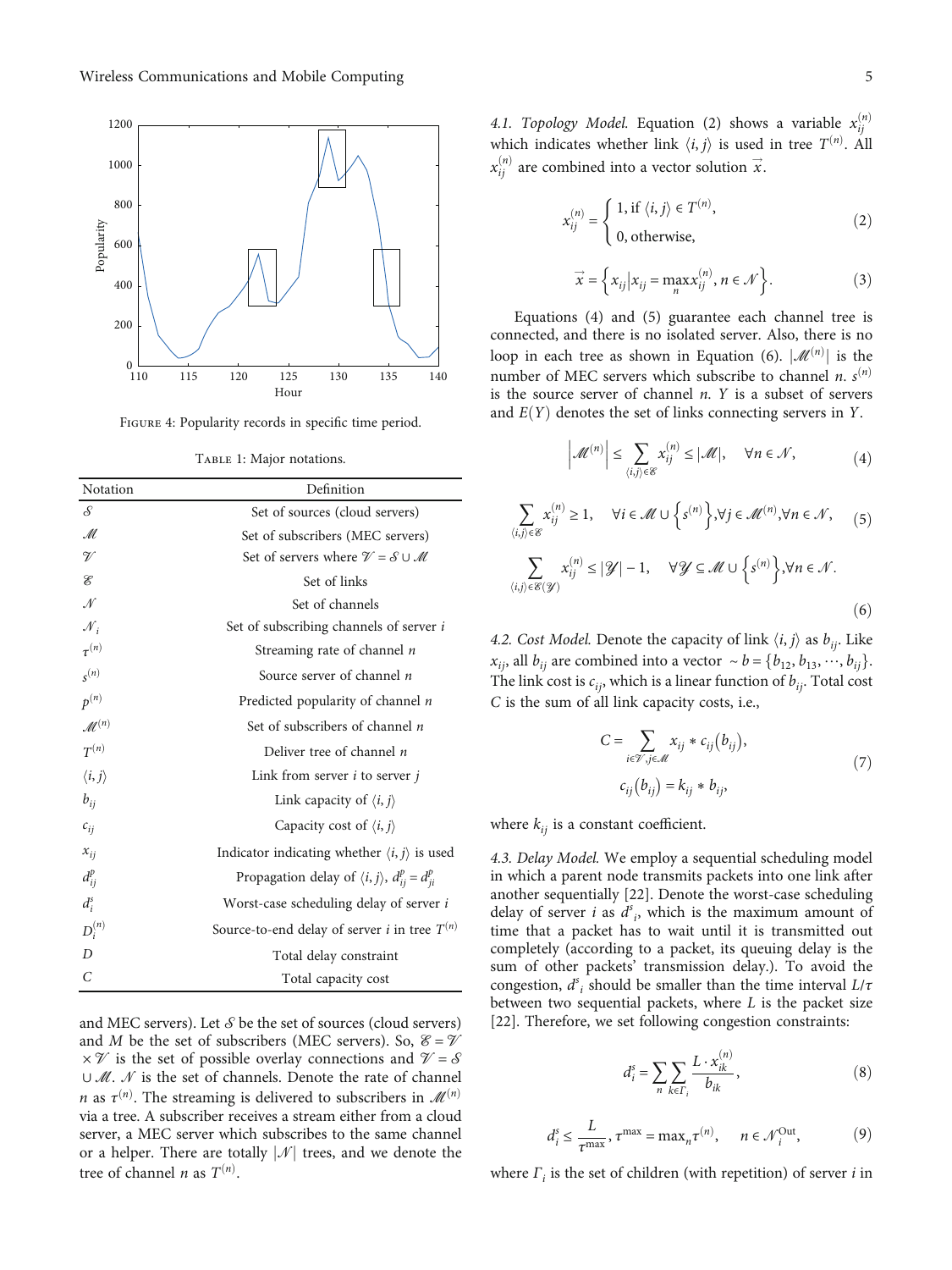Figure 4: Popularity records in specific time period.

Table 1: Major notations.

| Notation | Definition |
| --- | --- |
| $\mathcal{S}$ | Set of sources (cloud servers) |
| $\mathcal{M}$ | Set of subscribers (MEC servers) |
| $\mathcal{V}$ | Set of servers where $\mathcal{V} = \mathcal{S} \cup \mathcal{M}$ |
| $\mathcal{E}$ | Set of links |
| $\mathcal{N}$ | Set of channels |
| $\mathcal{N}_i$ | Set of subscribing channels of server $i$ |
| $\tau^{(n)}$ | Streaming rate of channel $n$ |
| $s^{(n)}$ | Source server of channel $n$ |
| $p^{(n)}$ | Predicted popularity of channel $n$ |
| $\mathcal{M}^{(n)}$ | Set of subscribers of channel $n$ |
| $T^{(n)}$ | Deliver tree of channel $n$ |
| $\langle i, j \rangle$ | Link from server $i$ to server $j$ |
| $b_{ij}$ | Link capacity of $\langle i, j \rangle$ |
| $c_{ij}$ | Capacity cost of $\langle i, j \rangle$ |
| $x_{ij}$ | Indicator indicating whether $\langle i, j \rangle$ is used |
| $d^p_{ij}$ | Propagation delay of $\langle i, j \rangle$, $d^p_{ij} = d^p_{ji}$ |
| $d^s_i$ | Worst-case scheduling delay of server $i$ |
| $D^{(n)}_i$ | Source-to-end delay of server $i$ in tree $T^{(n)}$ |
| $D$ | Total delay constraint |
| $C$ | Total capacity cost |

and MEC servers). Let $\mathcal{S}$ be the set of sources (cloud servers) and $M$ be the set of subscribers (MEC servers). So, $\mathcal{E} = \mathcal{V} \times \mathcal{V}$ is the set of possible overlay connections and $\mathcal{V} = \mathcal{S} \cup \mathcal{M}$. $\mathcal{N}$ is the set of channels. Denote the rate of channel $n$ as $\tau^{(n)}$. The streaming is delivered to subscribers in $\mathcal{M}^{(n)}$ via a tree. A subscriber receives a stream either from a cloud server, a MEC server which subscribes to the same channel or a helper. There are totally $|\mathcal{N}|$ trees, and we denote the tree of channel $n$ as $T^{(n)}$.

*4.1. Topology Model.* Equation (2) shows a variable $x^{(n)}_{ij}$ which indicates whether link $\langle i, j \rangle$ is used in tree $T^{(n)}$. All $x^{(n)}_{ij}$ are combined into a vector solution $\vec{x}$.

$$x^{(n)}_{ij} = \begin{cases} 1, \text{if } \langle i, j \rangle \in T^{(n)}, \\ 0, \text{otherwise}, \end{cases} \tag{2}$$

$$\vec{x} = \left\{ x_{ij} \,|\, x_{ij} = \max_n x^{(n)}_{ij}, n \in \mathcal{N} \right\}. \tag{3}$$

Equations (4) and (5) guarantee each channel tree is connected, and there is no isolated server. Also, there is no loop in each tree as shown in Equation (6). $|\mathcal{M}^{(n)}|$ is the number of MEC servers which subscribe to channel $n$. $s^{(n)}$ is the source server of channel $n$. $Y$ is a subset of servers and $E(Y)$ denotes the set of links connecting servers in $Y$.

$$\left|\mathcal{M}^{(n)}\right| \le \sum_{\langle i,j \rangle \in \mathcal{E}} x^{(n)}_{ij} \le |\mathcal{M}|, \quad \forall n \in \mathcal{N}, \tag{4}$$

$$\sum_{\langle i,j \rangle \in \mathcal{E}} x^{(n)}_{ij} \ge 1, \quad \forall i \in \mathcal{M} \cup \left\{ s^{(n)} \right\}, \forall j \in \mathcal{M}^{(n)}, \forall n \in \mathcal{N}, \tag{5}$$

$$\sum_{\langle i,j \rangle \in \mathcal{E}(\mathcal{Y})} x^{(n)}_{ij} \le |\mathcal{Y}| - 1, \quad \forall \mathcal{Y} \subseteq \mathcal{M} \cup \left\{ s^{(n)} \right\}, \forall n \in \mathcal{N}. \tag{6}$$

*4.2. Cost Model.* Denote the capacity of link $\langle i, j \rangle$ as $b_{ij}$. Like $x_{ij}$, all $b_{ij}$ are combined into a vector $\sim b = \{b_{12}, b_{13}, \cdots, b_{ij}\}$. The link cost is $c_{ij}$, which is a linear function of $b_{ij}$. Total cost $C$ is the sum of all link capacity costs, i.e.,

$$\begin{aligned} C &= \sum_{i \in \mathcal{V}, j \in \mathcal{M}} x_{ij} * c_{ij}\left(b_{ij}\right), \\ c_{ij}\left(b_{ij}\right) &= k_{ij} * b_{ij}, \end{aligned} \tag{7}$$

where $k_{ij}$ is a constant coefficient.

*4.3. Delay Model.* We employ a sequential scheduling model in which a parent node transmits packets into one link after another sequentially [22]. Denote the worst-case scheduling delay of server $i$ as $d^s{}_i$, which is the maximum amount of time that a packet has to wait until it is transmitted out completely (according to a packet, its queuing delay is the sum of other packets' transmission delay.). To avoid the congestion, $d^s{}_i$ should be smaller than the time interval $L/\tau$ between two sequential packets, where $L$ is the packet size [22]. Therefore, we set following congestion constraints:

$$d^s_i = \sum_n \sum_{k \in \Gamma_i} \frac{L \cdot x^{(n)}_{ik}}{b_{ik}}, \tag{8}$$

$$d^s_i \le \frac{L}{\tau^{\max}}, \tau^{\max} = \max_n \tau^{(n)}, \quad n \in \mathcal{N}^{\text{Out}}_i, \tag{9}$$

where $\Gamma_i$ is the set of children (with repetition) of server $i$ in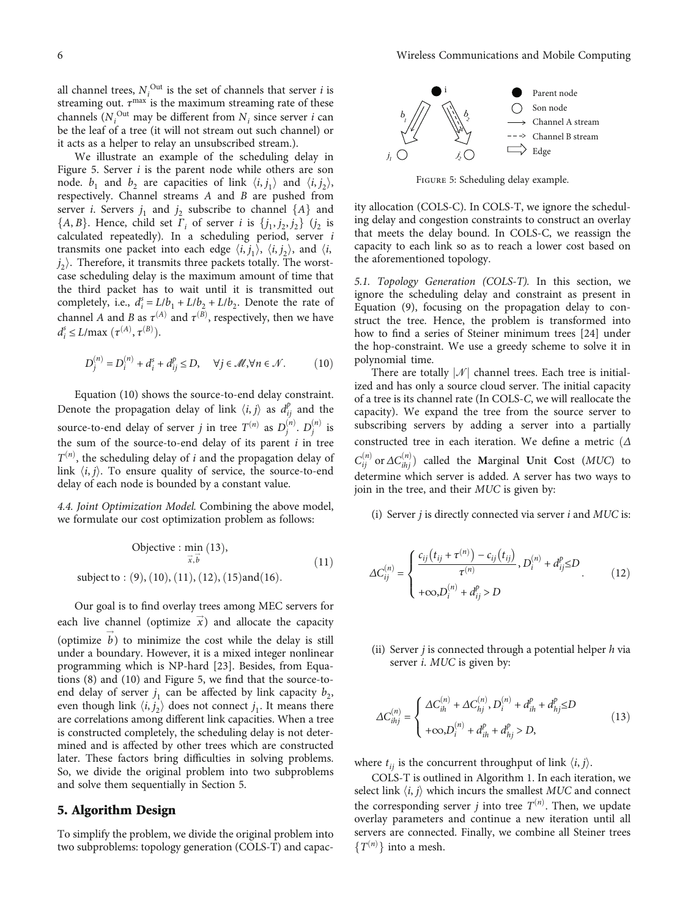all channel trees, $N_i^{\text{Out}}$ is the set of channels that server $i$ is streaming out. $\tau^{\max}$ is the maximum streaming rate of these channels ($N_i^{\text{Out}}$ may be different from $N_i$ since server $i$ can be the leaf of a tree (it will not stream out such channel) or it acts as a helper to relay an unsubscribed stream.).

We illustrate an example of the scheduling delay in Figure 5. Server $i$ is the parent node while others are son node. $b_1$ and $b_2$ are capacities of link $\langle i, j_1\rangle$ and $\langle i, j_2\rangle$, respectively. Channel streams $A$ and $B$ are pushed from server $i$. Servers $j_1$ and $j_2$ subscribe to channel $\{A\}$ and $\{A, B\}$. Hence, child set $\Gamma_i$ of server $i$ is $\{j_1, j_2, j_2\}$ ($j_2$ is calculated repeatedly). In a scheduling period, server $i$ transmits one packet into each edge $\langle i, j_1\rangle$, $\langle i, j_2\rangle$, and $\langle i, j_2\rangle$. Therefore, it transmits three packets totally. The worst-case scheduling delay is the maximum amount of time that the third packet has to wait until it is transmitted out completely, i.e., $d_i^s = L/b_1 + L/b_2 + L/b_2$. Denote the rate of channel $A$ and $B$ as $\tau^{(A)}$ and $\tau^{(B)}$, respectively, then we have $d_i^s \le L/\max(\tau^{(A)}, \tau^{(B)})$.

$$D_j^{(n)} = D_i^{(n)} + d_i^s + d_{ij}^p \le D, \quad \forall j \in \mathcal{M}, \forall n \in \mathcal{N}. \tag{10}$$

Equation (10) shows the source-to-end delay constraint. Denote the propagation delay of link $\langle i, j\rangle$ as $d_{ij}^p$ and the source-to-end delay of server $j$ in tree $T^{(n)}$ as $D_j^{(n)}$. $D_j^{(n)}$ is the sum of the source-to-end delay of its parent $i$ in tree $T^{(n)}$, the scheduling delay of $i$ and the propagation delay of link $\langle i, j\rangle$. To ensure quality of service, the source-to-end delay of each node is bounded by a constant value.

*4.4. Joint Optimization Model.* Combining the above model, we formulate our cost optimization problem as follows:

$$\begin{aligned} &\text{Objective} : \min_{\vec{x}, \vec{b}} (13), \\ &\text{subject to} : (9), (10), (11), (12), (15) \text{and} (16). \end{aligned} \tag{11}$$

Our goal is to find overlay trees among MEC servers for each live channel (optimize $\vec{x}$) and allocate the capacity (optimize $\vec{b}$) to minimize the cost while the delay is still under a boundary. However, it is a mixed integer nonlinear programming which is NP-hard [23]. Besides, from Equations (8) and (10) and Figure 5, we find that the source-to-end delay of server $j_1$ can be affected by link capacity $b_2$, even though link $\langle i, j_2\rangle$ does not connect $j_1$. It means there are correlations among different link capacities. When a tree is constructed completely, the scheduling delay is not determined and is affected by other trees which are constructed later. These factors bring difficulties in solving problems. So, we divide the original problem into two subproblems and solve them sequentially in Section 5.

## 5. Algorithm Design

To simplify the problem, we divide the original problem into two subproblems: topology generation (COLS-T) and capacity allocation (COLS-C). In COLS-T, we ignore the scheduling delay and congestion constraints to construct an overlay that meets the delay bound. In COLS-C, we reassign the capacity to each link so as to reach a lower cost based on the aforementioned topology.

Figure 5: Scheduling delay example.

*5.1. Topology Generation (COLS-T).* In this section, we ignore the scheduling delay and constraint as present in Equation (9), focusing on the propagation delay to construct the tree. Hence, the problem is transformed into how to find a series of Steiner minimum trees [24] under the hop-constraint. We use a greedy scheme to solve it in polynomial time.

There are totally $|\mathcal{N}|$ channel trees. Each tree is initialized and has only a source cloud server. The initial capacity of a tree is its channel rate (In COLS-C, we will reallocate the capacity). We expand the tree from the source server to subscribing servers by adding a server into a partially constructed tree in each iteration. We define a metric ($\Delta C_{ij}^{(n)}$ or $\Delta C_{ihj}^{(n)}$) called the **M**arginal **U**nit **C**ost (*MUC*) to determine which server is added. A server has two ways to join in the tree, and their *MUC* is given by:

(i) Server $j$ is directly connected via server $i$ and *MUC* is:

$$\Delta C_{ij}^{(n)} = \begin{cases} \dfrac{c_{ij}\left(t_{ij} + \tau^{(n)}\right) - c_{ij}\left(t_{ij}\right)}{\tau^{(n)}}, & D_i^{(n)} + d_{ij}^p \le D \\ +\infty, & D_i^{(n)} + d_{ij}^p > D \end{cases}. \tag{12}$$

(ii) Server $j$ is connected through a potential helper $h$ via server $i$. *MUC* is given by:

$$\Delta C_{ihj}^{(n)} = \begin{cases} \Delta C_{ih}^{(n)} + \Delta C_{hj}^{(n)}, & D_i^{(n)} + d_{ih}^p + d_{hj}^p \le D \\ +\infty, & D_i^{(n)} + d_{ih}^p + d_{hj}^p > D, \end{cases} \tag{13}$$

where $t_{ij}$ is the concurrent throughput of link $\langle i, j\rangle$.

COLS-T is outlined in Algorithm 1. In each iteration, we select link $\langle i, j\rangle$ which incurs the smallest *MUC* and connect the corresponding server $j$ into tree $T^{(n)}$. Then, we update overlay parameters and continue a new iteration until all servers are connected. Finally, we combine all Steiner trees $\{T^{(n)}\}$ into a mesh.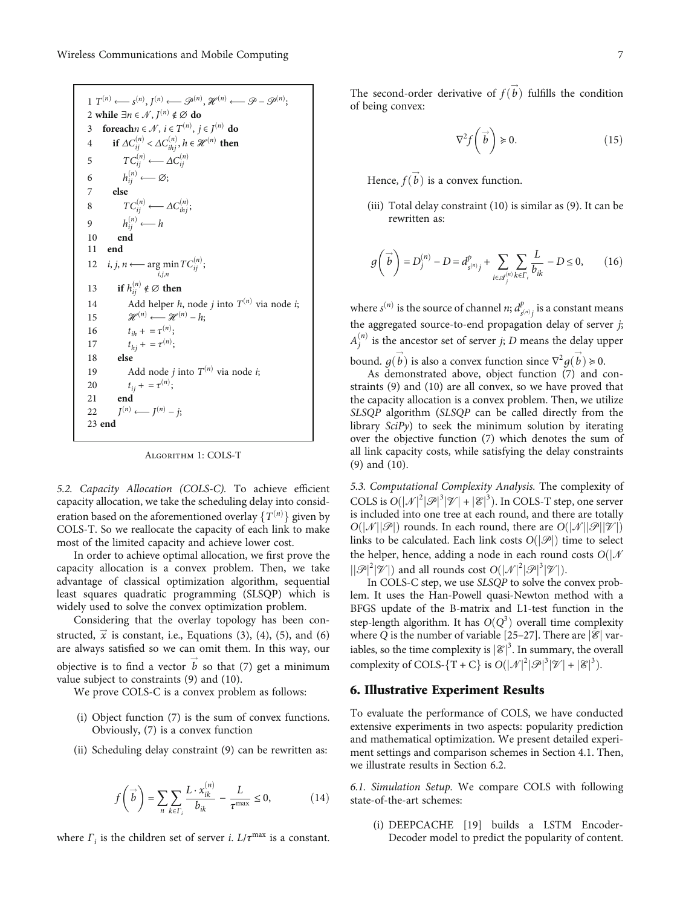```
1 T^(n) ⟵ s^(n), J^(n) ⟵ 𝒫^(n), ℋ^(n) ⟵ 𝒫 − 𝒫^(n);
2 while ∃n ∈ 𝒩, J^(n) ∉ ∅ do
3   foreach n ∈ 𝒩, i ∈ T^(n), j ∈ J^(n) do
4     if ΔC_ij^(n) < ΔC_ihj^(n), h ∈ ℋ^(n) then
5       TC_ij^(n) ⟵ ΔC_ij^(n)
6       h_ij^(n) ⟵ ∅;
7     else
8       TC_ij^(n) ⟵ ΔC_ihj^(n);
9       h_ij^(n) ⟵ h
10    end
11  end
12  i, j, n ⟵ arg min_{i,j,n} TC_ij^(n);
13    if h_ij^(n) ∉ ∅ then
14      Add helper h, node j into T^(n) via node i;
15      ℋ^(n) ⟵ ℋ^(n) − h;
16      t_ih + = τ^(n);
17      t_hj + = τ^(n);
18    else
19      Add node j into T^(n) via node i;
20      t_ij + = τ^(n);
21    end
22    J^(n) ⟵ J^(n) − j;
23 end
```

Algorithm 1: COLS-T

*5.2. Capacity Allocation (COLS-C).* To achieve efficient capacity allocation, we take the scheduling delay into consideration based on the aforementioned overlay $\{T^{(n)}\}$ given by COLS-T. So we reallocate the capacity of each link to make most of the limited capacity and achieve lower cost.

In order to achieve optimal allocation, we first prove the capacity allocation is a convex problem. Then, we take advantage of classical optimization algorithm, sequential least squares quadratic programming (SLSQP) which is widely used to solve the convex optimization problem.

Considering that the overlay topology has been constructed, $\vec{x}$ is constant, i.e., Equations (3), (4), (5), and (6) are always satisfied so we can omit them. In this way, our objective is to find a vector $\vec{b}$ so that (7) get a minimum value subject to constraints (9) and (10).

We prove COLS-C is a convex problem as follows:

(i) Object function (7) is the sum of convex functions. Obviously, (7) is a convex function

(ii) Scheduling delay constraint (9) can be rewritten as:

$$f\left(\vec{b}\right) = \sum_{n}\sum_{k\in\Gamma_i}\frac{L\cdot x_{ik}^{(n)}}{b_{ik}} - \frac{L}{\tau^{\max}} \leq 0, \tag{14}$$

where $\Gamma_i$ is the children set of server $i$. $L/\tau^{\max}$ is a constant. The second-order derivative of $f(\vec{b})$ fulfills the condition of being convex:

$$\nabla^2 f\left(\vec{b}\right) \succcurlyeq 0. \tag{15}$$

Hence, $f(\vec{b})$ is a convex function.

(iii) Total delay constraint (10) is similar as (9). It can be rewritten as:

$$g\left(\vec{b}\right) = D_j^{(n)} - D = d_{s^{(n)}j}^{p} + \sum_{i\in\mathscr{A}_j^{(n)}}\sum_{k\in\Gamma_i}\frac{L}{b_{ik}} - D \leq 0, \tag{16}$$

where $s^{(n)}$ is the source of channel $n$; $d_{s^{(n)}j}^{p}$ is a constant means the aggregated source-to-end propagation delay of server $j$; $A_j^{(n)}$ is the ancestor set of server $j$; $D$ means the delay upper bound. $g(\vec{b})$ is also a convex function since $\nabla^2 g(\vec{b}) \succcurlyeq 0$.

As demonstrated above, object function (7) and constraints (9) and (10) are all convex, so we have proved that the capacity allocation is a convex problem. Then, we utilize *SLSQP* algorithm (*SLSQP* can be called directly from the library *SciPy*) to seek the minimum solution by iterating over the objective function (7) which denotes the sum of all link capacity costs, while satisfying the delay constraints (9) and (10).

*5.3. Computational Complexity Analysis.* The complexity of COLS is $O(|\mathscr{N}|^2|\mathscr{P}|^3|\mathscr{V}| + |\mathscr{E}|^3)$. In COLS-T step, one server is included into one tree at each round, and there are totally $O(|\mathscr{N}||\mathscr{P}|)$ rounds. In each round, there are $O(|\mathscr{N}||\mathscr{P}||\mathscr{V}|)$ links to be calculated. Each link costs $O(|\mathscr{P}|)$ time to select the helper, hence, adding a node in each round costs $O(|\mathscr{N}||\mathscr{P}|^2|\mathscr{V}|)$ and all rounds cost $O(|\mathscr{N}|^2|\mathscr{P}|^3|\mathscr{V}|)$.

In COLS-C step, we use *SLSQP* to solve the convex problem. It uses the Han-Powell quasi-Newton method with a BFGS update of the B-matrix and L1-test function in the step-length algorithm. It has $O(Q^3)$ overall time complexity where $Q$ is the number of variable [25–27]. There are $|\mathscr{E}|$ variables, so the time complexity is $|\mathscr{E}|^3$. In summary, the overall complexity of COLS-{T + C} is $O(|\mathscr{N}|^2|\mathscr{P}|^3|\mathscr{V}| + |\mathscr{E}|^3)$.

## 6. Illustrative Experiment Results

To evaluate the performance of COLS, we have conducted extensive experiments in two aspects: popularity prediction and mathematical optimization. We present detailed experiment settings and comparison schemes in Section 4.1. Then, we illustrate results in Section 6.2.

*6.1. Simulation Setup.* We compare COLS with following state-of-the-art schemes:

(i) DEEPCACHE [19] builds a LSTM Encoder-Decoder model to predict the popularity of content.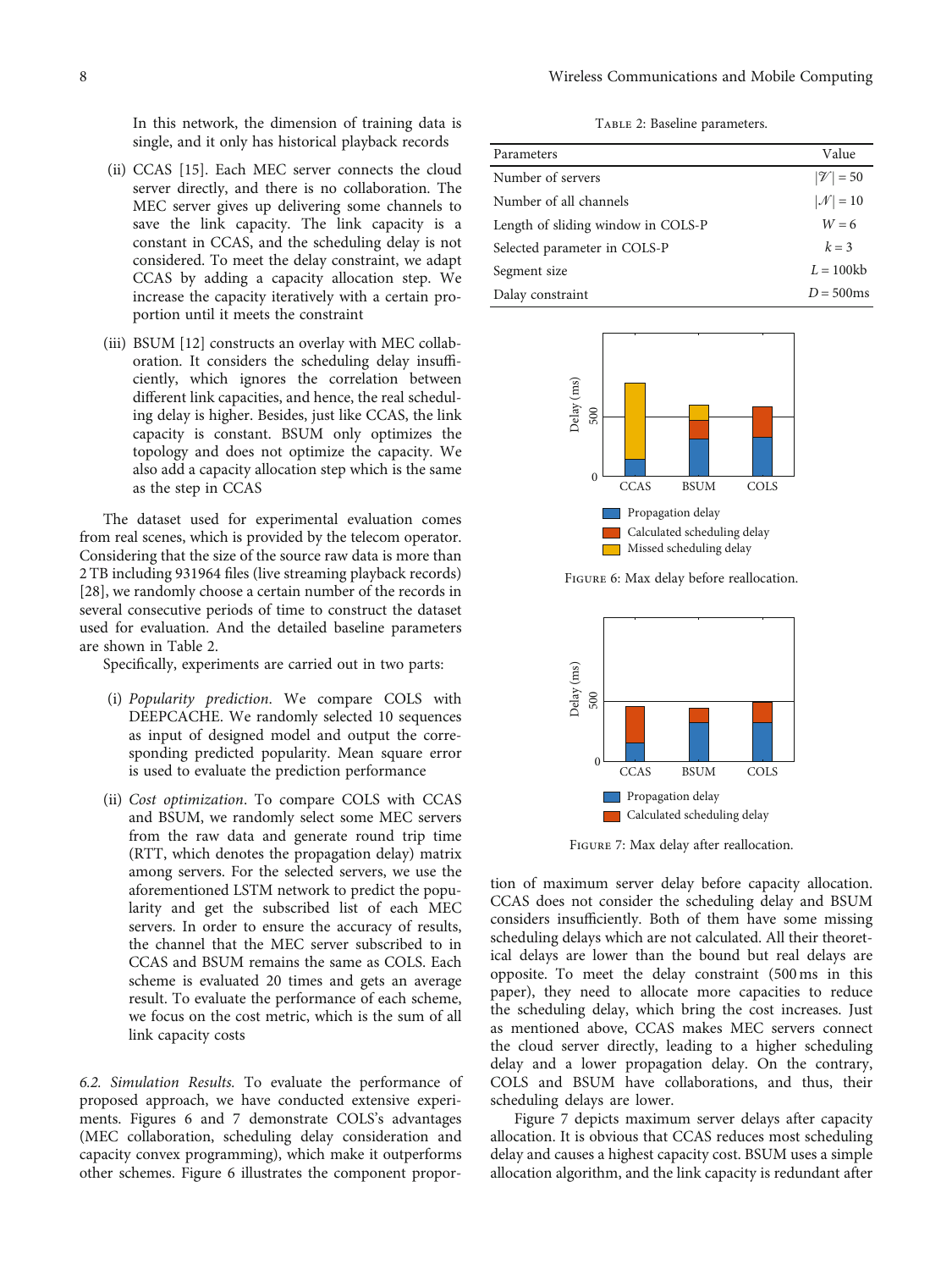In this network, the dimension of training data is single, and it only has historical playback records

(ii) CCAS [15]. Each MEC server connects the cloud server directly, and there is no collaboration. The MEC server gives up delivering some channels to save the link capacity. The link capacity is a constant in CCAS, and the scheduling delay is not considered. To meet the delay constraint, we adapt CCAS by adding a capacity allocation step. We increase the capacity iteratively with a certain proportion until it meets the constraint

(iii) BSUM [12] constructs an overlay with MEC collaboration. It considers the scheduling delay insufficiently, which ignores the correlation between different link capacities, and hence, the real scheduling delay is higher. Besides, just like CCAS, the link capacity is constant. BSUM only optimizes the topology and does not optimize the capacity. We also add a capacity allocation step which is the same as the step in CCAS

The dataset used for experimental evaluation comes from real scenes, which is provided by the telecom operator. Considering that the size of the source raw data is more than 2 TB including 931964 files (live streaming playback records) [28], we randomly choose a certain number of the records in several consecutive periods of time to construct the dataset used for evaluation. And the detailed baseline parameters are shown in Table 2.

Specifically, experiments are carried out in two parts:

(i) *Popularity prediction*. We compare COLS with DEEPCACHE. We randomly selected 10 sequences as input of designed model and output the corresponding predicted popularity. Mean square error is used to evaluate the prediction performance

(ii) *Cost optimization*. To compare COLS with CCAS and BSUM, we randomly select some MEC servers from the raw data and generate round trip time (RTT, which denotes the propagation delay) matrix among servers. For the selected servers, we use the aforementioned LSTM network to predict the popularity and get the subscribed list of each MEC servers. In order to ensure the accuracy of results, the channel that the MEC server subscribed to in CCAS and BSUM remains the same as COLS. Each scheme is evaluated 20 times and gets an average result. To evaluate the performance of each scheme, we focus on the cost metric, which is the sum of all link capacity costs

*6.2. Simulation Results.* To evaluate the performance of proposed approach, we have conducted extensive experiments. Figures 6 and 7 demonstrate COLS's advantages (MEC collaboration, scheduling delay consideration and capacity convex programming), which make it outperforms other schemes. Figure 6 illustrates the component proportion of maximum server delay before capacity allocation. CCAS does not consider the scheduling delay and BSUM considers insufficiently. Both of them have some missing scheduling delays which are not calculated. All their theoretical delays are lower than the bound but real delays are opposite. To meet the delay constraint (500 ms in this paper), they need to allocate more capacities to reduce the scheduling delay, which bring the cost increases. Just as mentioned above, CCAS makes MEC servers connect the cloud server directly, leading to a higher scheduling delay and a lower propagation delay. On the contrary, COLS and BSUM have collaborations, and thus, their scheduling delays are lower.

Figure 7 depicts maximum server delays after capacity allocation. It is obvious that CCAS reduces most scheduling delay and causes a highest capacity cost. BSUM uses a simple allocation algorithm, and the link capacity is redundant after

Table 2: Baseline parameters.

| Parameters | Value |
|---|---|
| Number of servers | $\vert\mathcal{V}\vert = 50$ |
| Number of all channels | $\vert\mathcal{N}\vert = 10$ |
| Length of sliding window in COLS-P | $W = 6$ |
| Selected parameter in COLS-P | $k = 3$ |
| Segment size | $L = 100$kb |
| Dalay constraint | $D = 500$ms |

Figure 6: Max delay before reallocation.

Figure 7: Max delay after reallocation.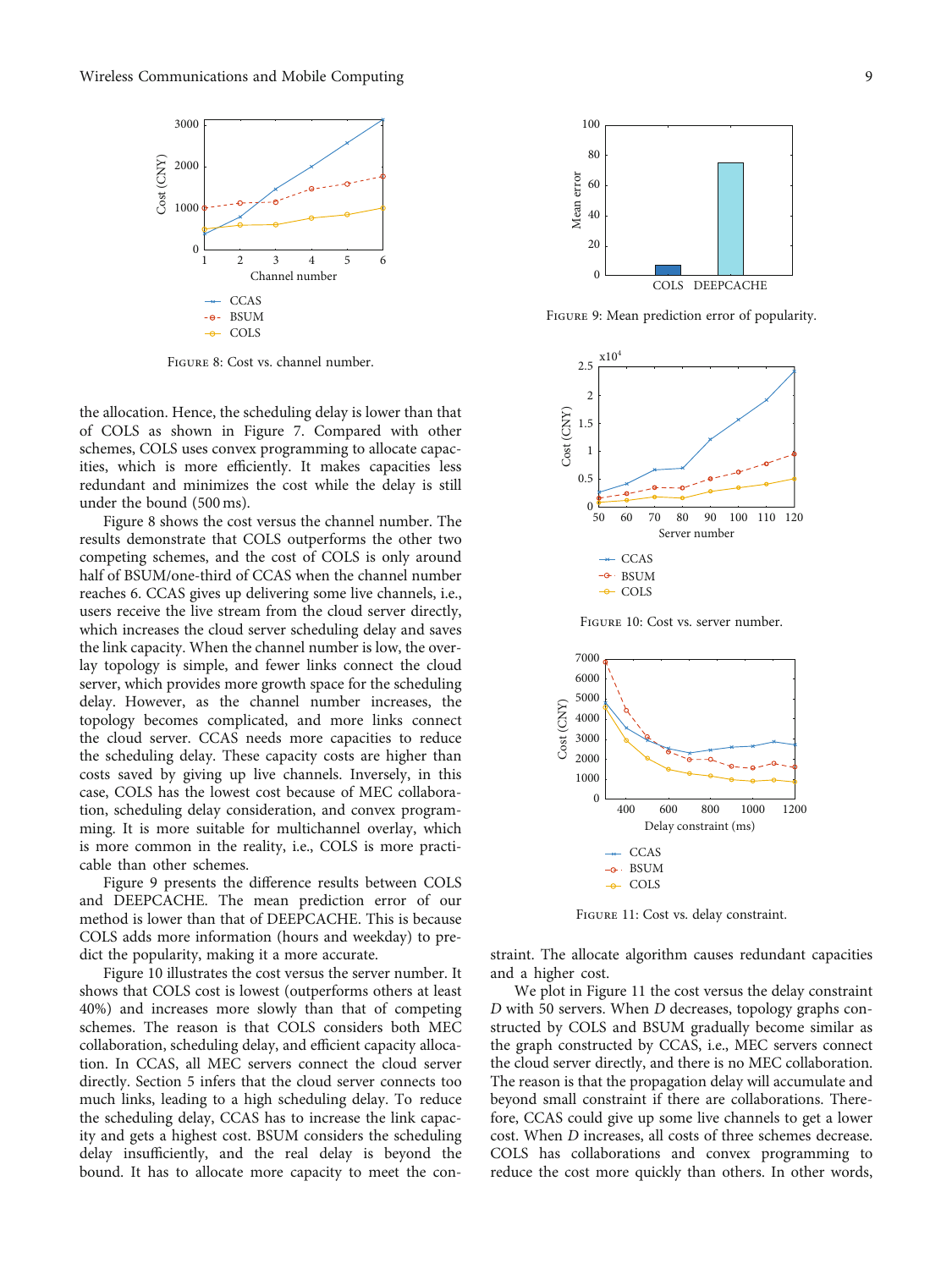Figure 8: Cost vs. channel number.

the allocation. Hence, the scheduling delay is lower than that of COLS as shown in Figure 7. Compared with other schemes, COLS uses convex programming to allocate capacities, which is more efficiently. It makes capacities less redundant and minimizes the cost while the delay is still under the bound (500 ms).

Figure 8 shows the cost versus the channel number. The results demonstrate that COLS outperforms the other two competing schemes, and the cost of COLS is only around half of BSUM/one-third of CCAS when the channel number reaches 6. CCAS gives up delivering some live channels, i.e., users receive the live stream from the cloud server directly, which increases the cloud server scheduling delay and saves the link capacity. When the channel number is low, the overlay topology is simple, and fewer links connect the cloud server, which provides more growth space for the scheduling delay. However, as the channel number increases, the topology becomes complicated, and more links connect the cloud server. CCAS needs more capacities to reduce the scheduling delay. These capacity costs are higher than costs saved by giving up live channels. Inversely, in this case, COLS has the lowest cost because of MEC collaboration, scheduling delay consideration, and convex programming. It is more suitable for multichannel overlay, which is more common in the reality, i.e., COLS is more practicable than other schemes.

Figure 9 presents the difference results between COLS and DEEPCACHE. The mean prediction error of our method is lower than that of DEEPCACHE. This is because COLS adds more information (hours and weekday) to predict the popularity, making it a more accurate.

Figure 10 illustrates the cost versus the server number. It shows that COLS cost is lowest (outperforms others at least 40%) and increases more slowly than that of competing schemes. The reason is that COLS considers both MEC collaboration, scheduling delay, and efficient capacity allocation. In CCAS, all MEC servers connect the cloud server directly. Section 5 infers that the cloud server connects too much links, leading to a high scheduling delay. To reduce the scheduling delay, CCAS has to increase the link capacity and gets a highest cost. BSUM considers the scheduling delay insufficiently, and the real delay is beyond the bound. It has to allocate more capacity to meet the constraint. The allocate algorithm causes redundant capacities and a higher cost.

Figure 9: Mean prediction error of popularity.

Figure 10: Cost vs. server number.

Figure 11: Cost vs. delay constraint.

We plot in Figure 11 the cost versus the delay constraint $D$ with 50 servers. When $D$ decreases, topology graphs constructed by COLS and BSUM gradually become similar as the graph constructed by CCAS, i.e., MEC servers connect the cloud server directly, and there is no MEC collaboration. The reason is that the propagation delay will accumulate and beyond small constraint if there are collaborations. Therefore, CCAS could give up some live channels to get a lower cost. When $D$ increases, all costs of three schemes decrease. COLS has collaborations and convex programming to reduce the cost more quickly than others. In other words,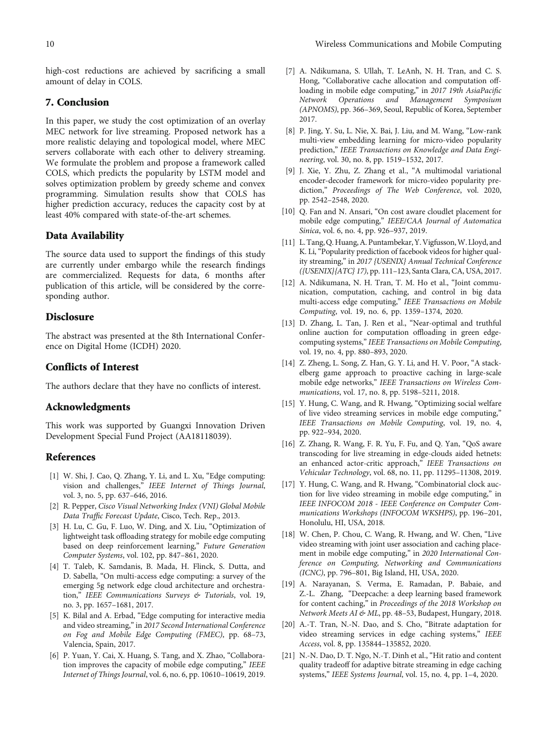high-cost reductions are achieved by sacrificing a small amount of delay in COLS.

## 7. Conclusion

In this paper, we study the cost optimization of an overlay MEC network for live streaming. Proposed network has a more realistic delaying and topological model, where MEC servers collaborate with each other to delivery streaming. We formulate the problem and propose a framework called COLS, which predicts the popularity by LSTM model and solves optimization problem by greedy scheme and convex programming. Simulation results show that COLS has higher prediction accuracy, reduces the capacity cost by at least 40% compared with state-of-the-art schemes.

## Data Availability

The source data used to support the findings of this study are currently under embargo while the research findings are commercialized. Requests for data, 6 months after publication of this article, will be considered by the corresponding author.

## Disclosure

The abstract was presented at the 8th International Conference on Digital Home (ICDH) 2020.

## Conflicts of Interest

The authors declare that they have no conflicts of interest.

## Acknowledgments

This work was supported by Guangxi Innovation Driven Development Special Fund Project (AA18118039).

## References

[1] W. Shi, J. Cao, Q. Zhang, Y. Li, and L. Xu, "Edge computing: vision and challenges," *IEEE Internet of Things Journal*, vol. 3, no. 5, pp. 637–646, 2016.

[2] R. Pepper, *Cisco Visual Networking Index (VNI) Global Mobile Data Traffic Forecast Update*, Cisco, Tech. Rep., 2013.

[3] H. Lu, C. Gu, F. Luo, W. Ding, and X. Liu, "Optimization of lightweight task offloading strategy for mobile edge computing based on deep reinforcement learning," *Future Generation Computer Systems*, vol. 102, pp. 847–861, 2020.

[4] T. Taleb, K. Samdanis, B. Mada, H. Flinck, S. Dutta, and D. Sabella, "On multi-access edge computing: a survey of the emerging 5g network edge cloud architecture and orchestration," *IEEE Communications Surveys & Tutorials*, vol. 19, no. 3, pp. 1657–1681, 2017.

[5] K. Bilal and A. Erbad, "Edge computing for interactive media and video streaming," in *2017 Second International Conference on Fog and Mobile Edge Computing (FMEC)*, pp. 68–73, Valencia, Spain, 2017.

[6] P. Yuan, Y. Cai, X. Huang, S. Tang, and X. Zhao, "Collaboration improves the capacity of mobile edge computing," *IEEE Internet of Things Journal*, vol. 6, no. 6, pp. 10610–10619, 2019.

[7] A. Ndikumana, S. Ullah, T. LeAnh, N. H. Tran, and C. S. Hong, "Collaborative cache allocation and computation offloading in mobile edge computing," in *2017 19th AsiaPacific Network Operations and Management Symposium (APNOMS)*, pp. 366–369, Seoul, Republic of Korea, September 2017.

[8] P. Jing, Y. Su, L. Nie, X. Bai, J. Liu, and M. Wang, "Low-rank multi-view embedding learning for micro-video popularity prediction," *IEEE Transactions on Knowledge and Data Engineering*, vol. 30, no. 8, pp. 1519–1532, 2017.

[9] J. Xie, Y. Zhu, Z. Zhang et al., "A multimodal variational encoder-decoder framework for micro-video popularity prediction," *Proceedings of The Web Conference*, vol. 2020, pp. 2542–2548, 2020.

[10] Q. Fan and N. Ansari, "On cost aware cloudlet placement for mobile edge computing," *IEEE/CAA Journal of Automatica Sinica*, vol. 6, no. 4, pp. 926–937, 2019.

[11] L. Tang, Q. Huang, A. Puntambekar, Y. Vigfusson, W. Lloyd, and K. Li, "Popularity prediction of facebook videos for higher quality streaming," in *2017 {USENIX} Annual Technical Conference ({USENIX}{ATC} 17)*, pp. 111–123, Santa Clara, CA, USA, 2017.

[12] A. Ndikumana, N. H. Tran, T. M. Ho et al., "Joint communication, computation, caching, and control in big data multi-access edge computing," *IEEE Transactions on Mobile Computing*, vol. 19, no. 6, pp. 1359–1374, 2020.

[13] D. Zhang, L. Tan, J. Ren et al., "Near-optimal and truthful online auction for computation offloading in green edge-computing systems," *IEEE Transactions on Mobile Computing*, vol. 19, no. 4, pp. 880–893, 2020.

[14] Z. Zheng, L. Song, Z. Han, G. Y. Li, and H. V. Poor, "A stackelberg game approach to proactive caching in large-scale mobile edge networks," *IEEE Transactions on Wireless Communications*, vol. 17, no. 8, pp. 5198–5211, 2018.

[15] Y. Hung, C. Wang, and R. Hwang, "Optimizing social welfare of live video streaming services in mobile edge computing," *IEEE Transactions on Mobile Computing*, vol. 19, no. 4, pp. 922–934, 2020.

[16] Z. Zhang, R. Wang, F. R. Yu, F. Fu, and Q. Yan, "QoS aware transcoding for live streaming in edge-clouds aided hetnets: an enhanced actor-critic approach," *IEEE Transactions on Vehicular Technology*, vol. 68, no. 11, pp. 11295–11308, 2019.

[17] Y. Hung, C. Wang, and R. Hwang, "Combinatorial clock auction for live video streaming in mobile edge computing," in *IEEE INFOCOM 2018 - IEEE Conference on Computer Communications Workshops (INFOCOM WKSHPS)*, pp. 196–201, Honolulu, HI, USA, 2018.

[18] W. Chen, P. Chou, C. Wang, R. Hwang, and W. Chen, "Live video streaming with joint user association and caching placement in mobile edge computing," in *2020 International Conference on Computing, Networking and Communications (ICNC)*, pp. 796–801, Big Island, HI, USA, 2020.

[19] A. Narayanan, S. Verma, E. Ramadan, P. Babaie, and Z.-L. Zhang, "Deepcache: a deep learning based framework for content caching," in *Proceedings of the 2018 Workshop on Network Meets AI & ML*, pp. 48–53, Budapest, Hungary, 2018.

[20] A.-T. Tran, N.-N. Dao, and S. Cho, "Bitrate adaptation for video streaming services in edge caching systems," *IEEE Access*, vol. 8, pp. 135844–135852, 2020.

[21] N.-N. Dao, D. T. Ngo, N.-T. Dinh et al., "Hit ratio and content quality tradeoff for adaptive bitrate streaming in edge caching systems," *IEEE Systems Journal*, vol. 15, no. 4, pp. 1–4, 2020.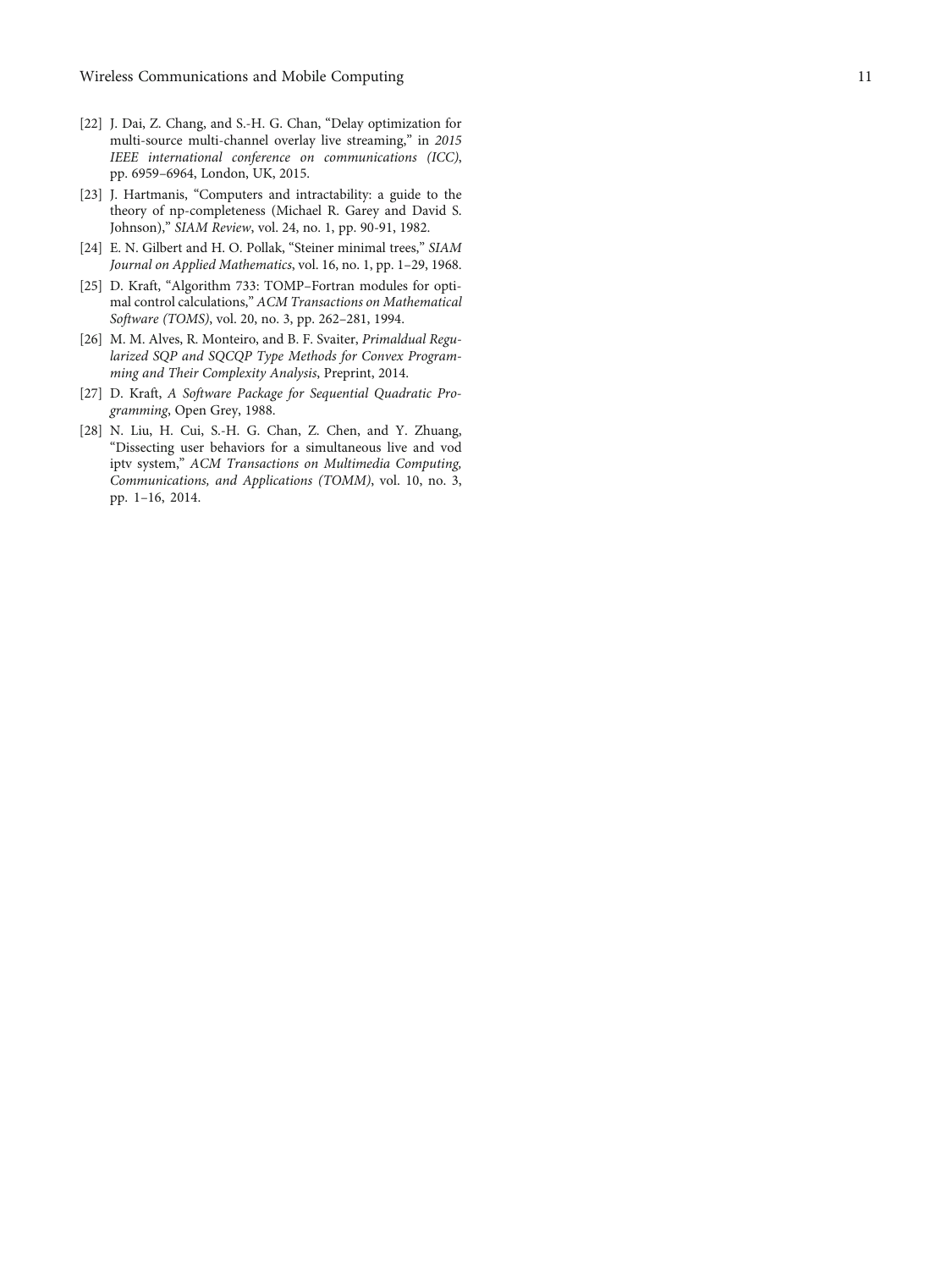[22] J. Dai, Z. Chang, and S.-H. G. Chan, "Delay optimization for multi-source multi-channel overlay live streaming," in *2015 IEEE international conference on communications (ICC)*, pp. 6959–6964, London, UK, 2015.

[23] J. Hartmanis, "Computers and intractability: a guide to the theory of np-completeness (Michael R. Garey and David S. Johnson)," *SIAM Review*, vol. 24, no. 1, pp. 90-91, 1982.

[24] E. N. Gilbert and H. O. Pollak, "Steiner minimal trees," *SIAM Journal on Applied Mathematics*, vol. 16, no. 1, pp. 1–29, 1968.

[25] D. Kraft, "Algorithm 733: TOMP–Fortran modules for optimal control calculations," *ACM Transactions on Mathematical Software (TOMS)*, vol. 20, no. 3, pp. 262–281, 1994.

[26] M. M. Alves, R. Monteiro, and B. F. Svaiter, *Primaldual Regularized SQP and SQCQP Type Methods for Convex Programming and Their Complexity Analysis*, Preprint, 2014.

[27] D. Kraft, *A Software Package for Sequential Quadratic Programming*, Open Grey, 1988.

[28] N. Liu, H. Cui, S.-H. G. Chan, Z. Chen, and Y. Zhuang, "Dissecting user behaviors for a simultaneous live and vod iptv system," *ACM Transactions on Multimedia Computing, Communications, and Applications (TOMM)*, vol. 10, no. 3, pp. 1–16, 2014.